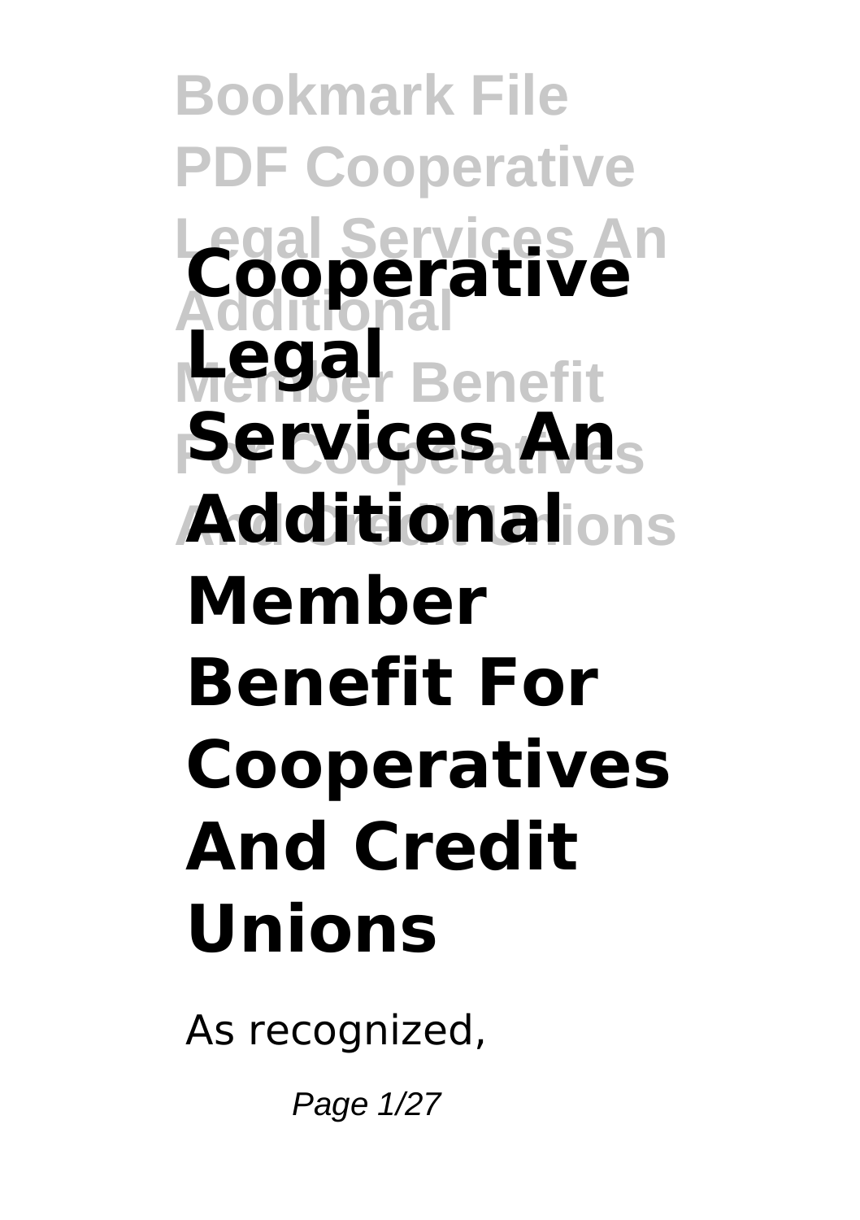# Cooperative Legal Services An Additional Member Benefit For Cooperatives And Credit Unions

As recognized,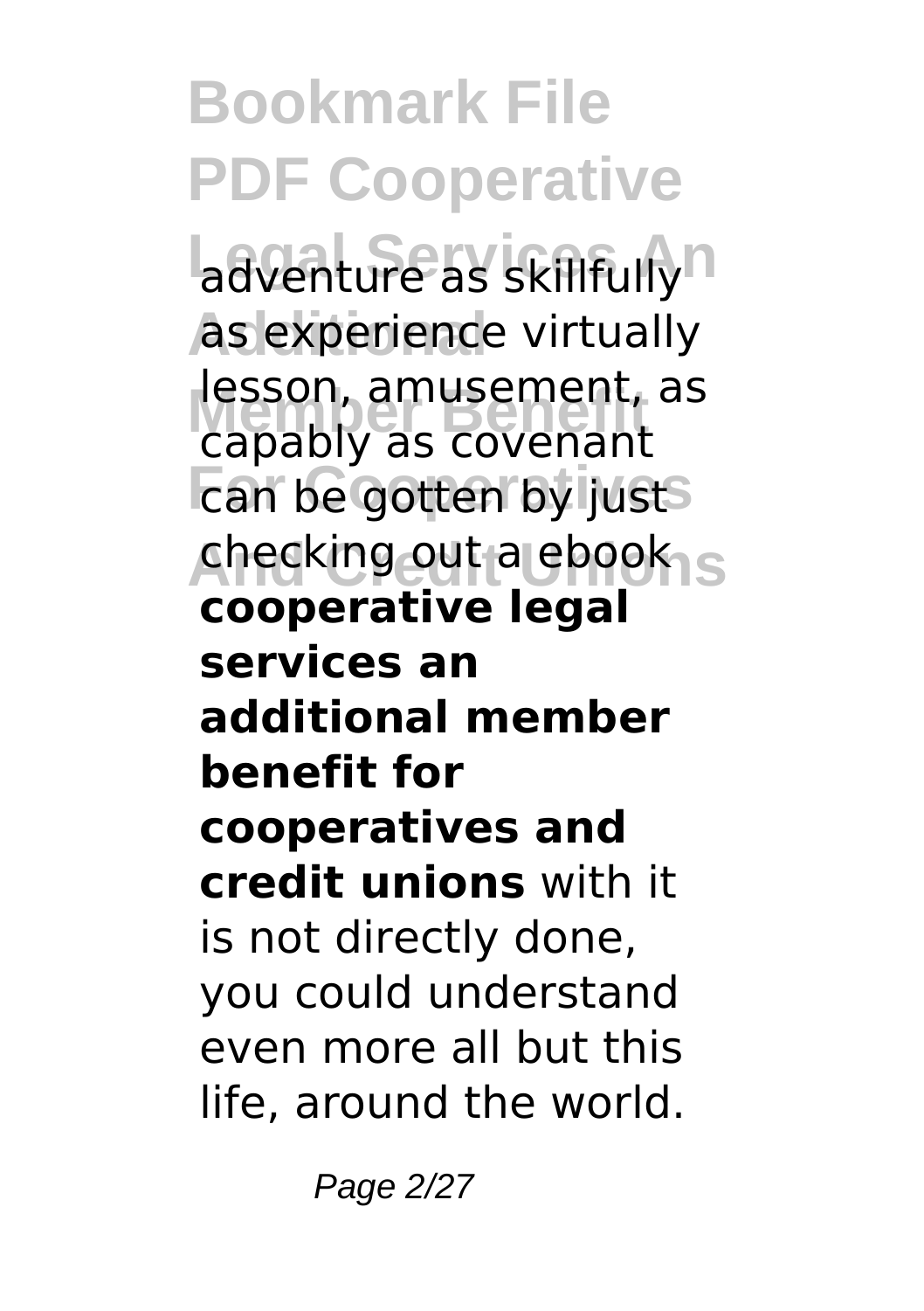adventure as skillfully as experience virtually lesson, amusement, as capably as covenant can be gotten by just checking out a ebook **cooperative legal services an additional member benefit for cooperatives and credit unions** with it is not directly done, you could understand even more all but this life, around the world.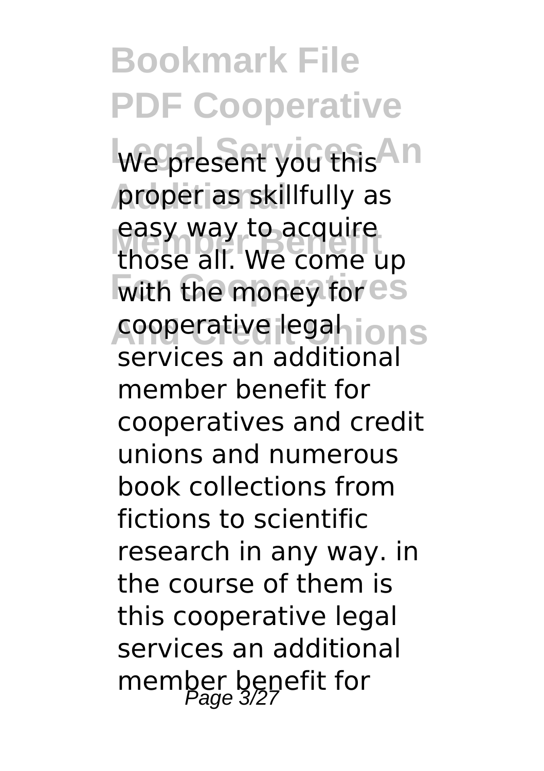We present you this proper as skillfully as easy way to acquire those all. We come up with the money for cooperative legal services an additional member benefit for cooperatives and credit unions and numerous book collections from fictions to scientific research in any way. in the course of them is this cooperative legal services an additional member benefit for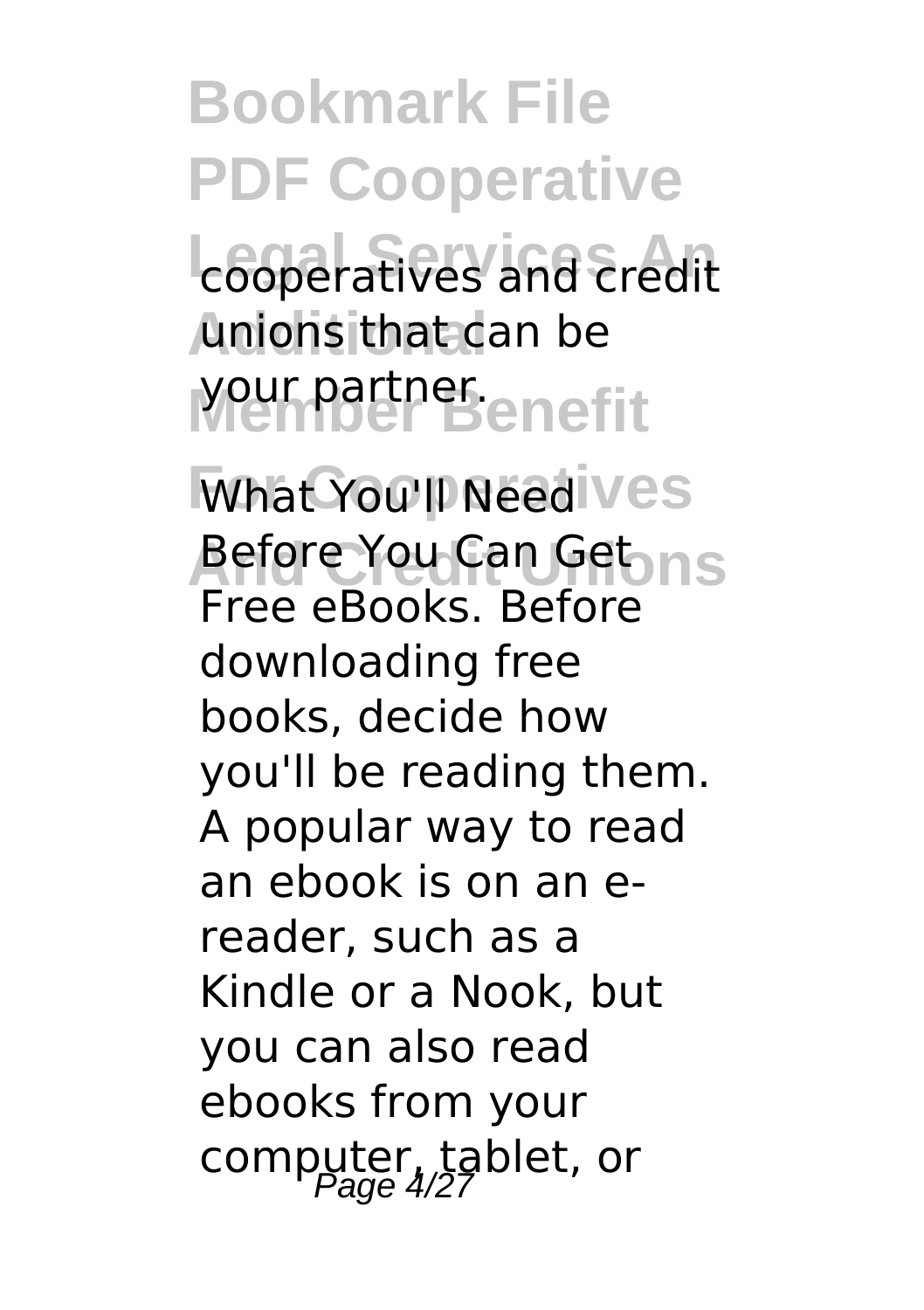cooperatives and credit unions that can be your partner.

**What You'll Need Before You Can Get Free eBooks.** Before downloading free books, decide how you'll be reading them. A popular way to read an ebook is on an e-reader, such as a Kindle or a Nook, but you can also read ebooks from your computer, tablet, or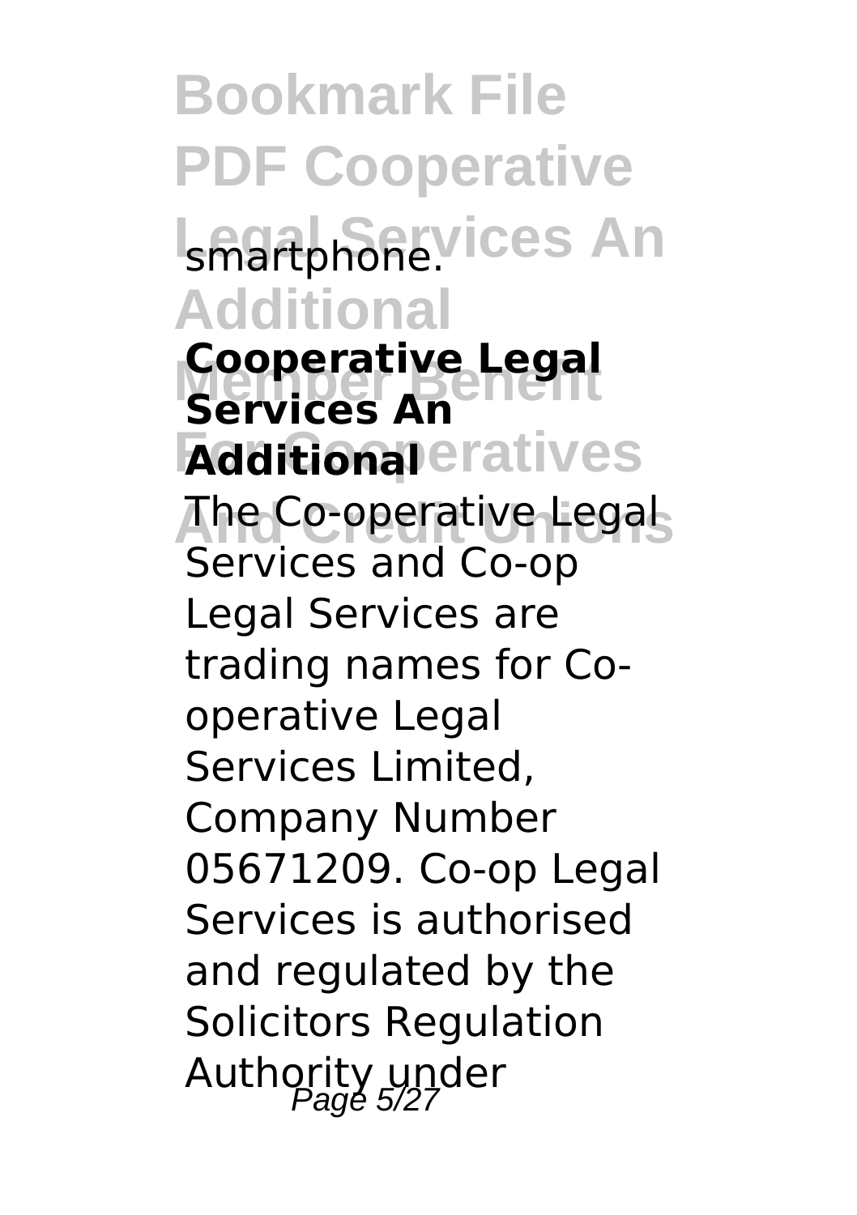smartphone.

**Cooperative Legal Services An Additional**

The Co-operative Legal Services and Co-op Legal Services are trading names for Co-operative Legal Services Limited, Company Number 05671209. Co-op Legal Services is authorised and regulated by the Solicitors Regulation Authority under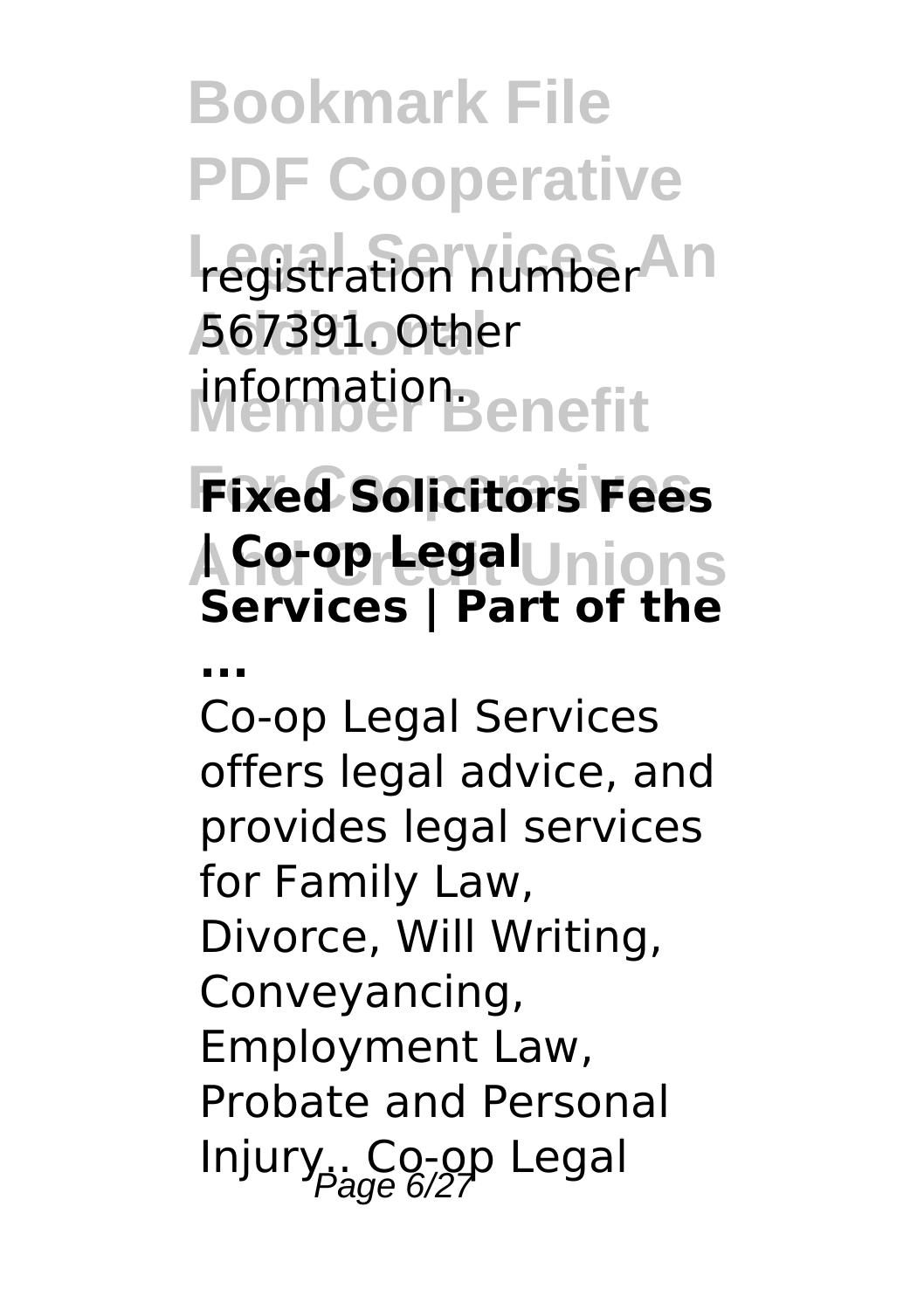registration number 567391. Other information.

**Fixed Solicitors Fees | Co-op Legal Services | Part of the ...**

Co-op Legal Services offers legal advice, and provides legal services for Family Law, Divorce, Will Writing, Conveyancing, Employment Law, Probate and Personal Injury.. Co-op Legal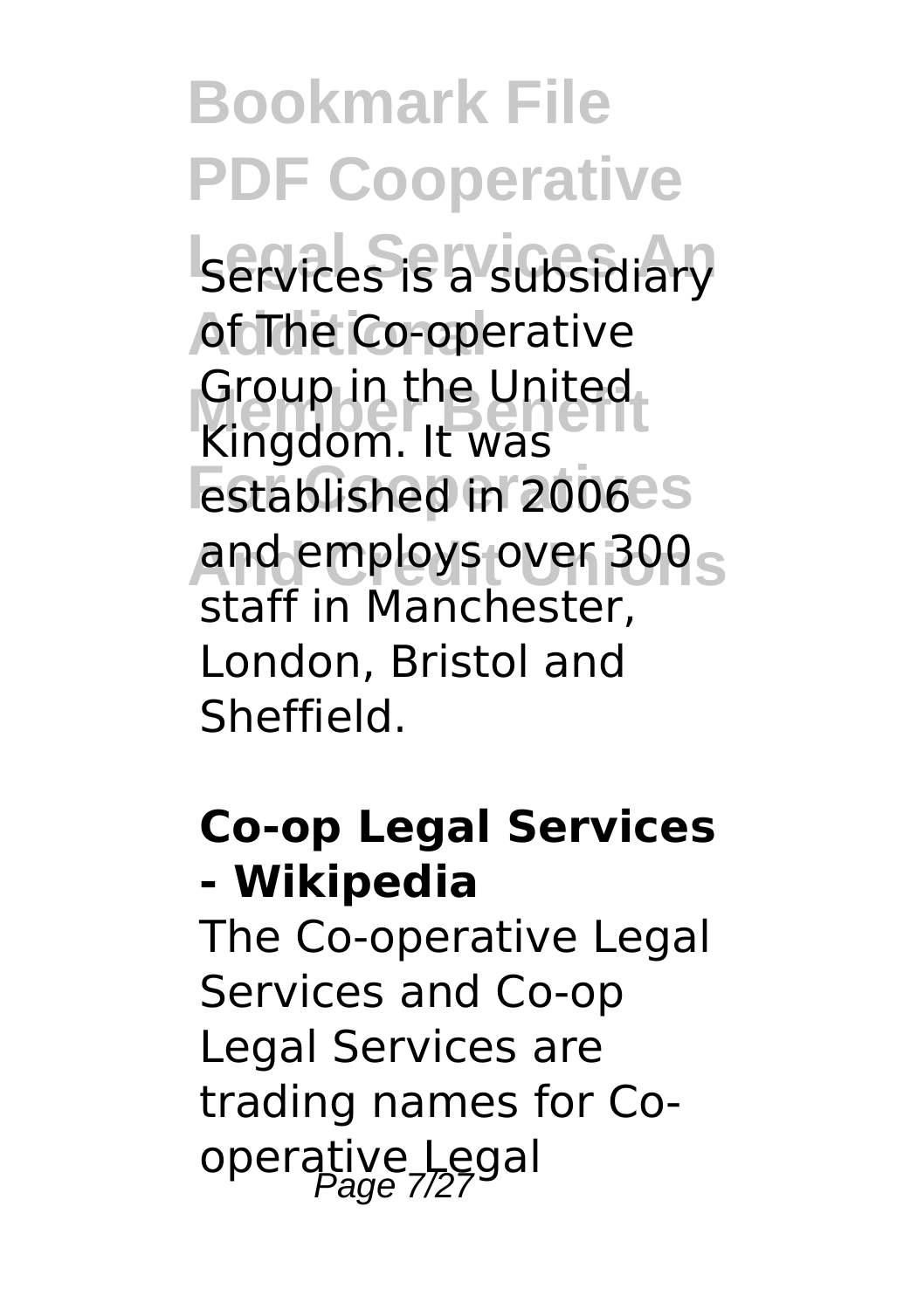Services is a subsidiary of The Co-operative Group in the United Kingdom. It was established in 2006 and employs over 300 staff in Manchester, London, Bristol and Sheffield.

**Co-op Legal Services - Wikipedia**

The Co-operative Legal Services and Co-op Legal Services are trading names for Co-operative Legal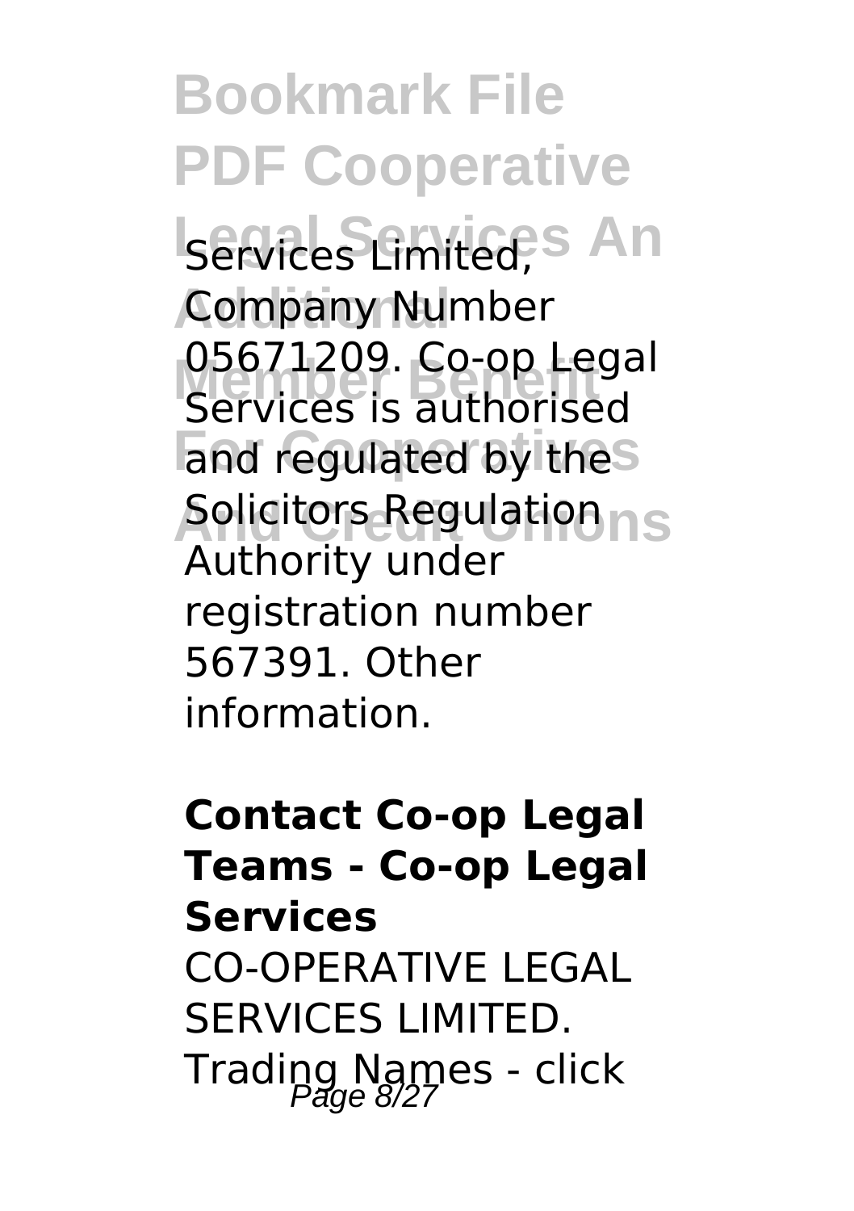Services Limited, Company Number 05671209. Co-op Legal Services is authorised and regulated by the Solicitors Regulation Authority under registration number 567391. Other information.

**Contact Co-op Legal Teams - Co-op Legal Services**

CO-OPERATIVE LEGAL SERVICES LIMITED. Trading Names - click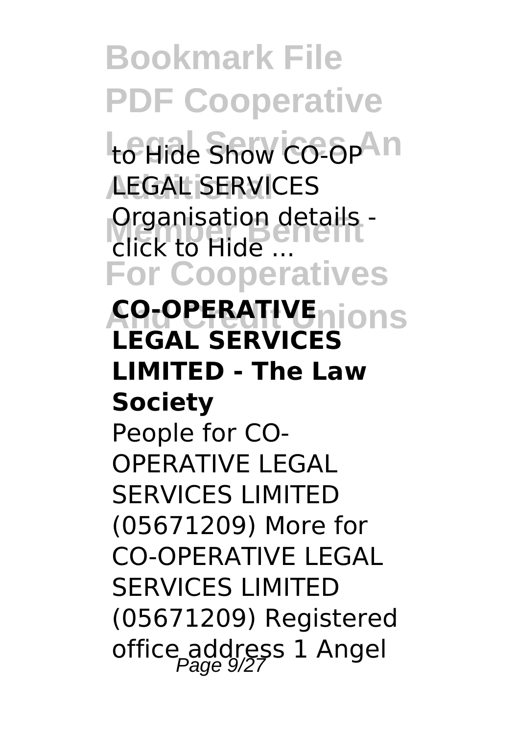to Hide Show CO-OP LEGAL SERVICES Organisation details - click to Hide ...

**CO-OPERATIVE LEGAL SERVICES LIMITED - The Law Society**

People for CO-OPERATIVE LEGAL SERVICES LIMITED (05671209) More for CO-OPERATIVE LEGAL SERVICES LIMITED (05671209) Registered office address 1 Angel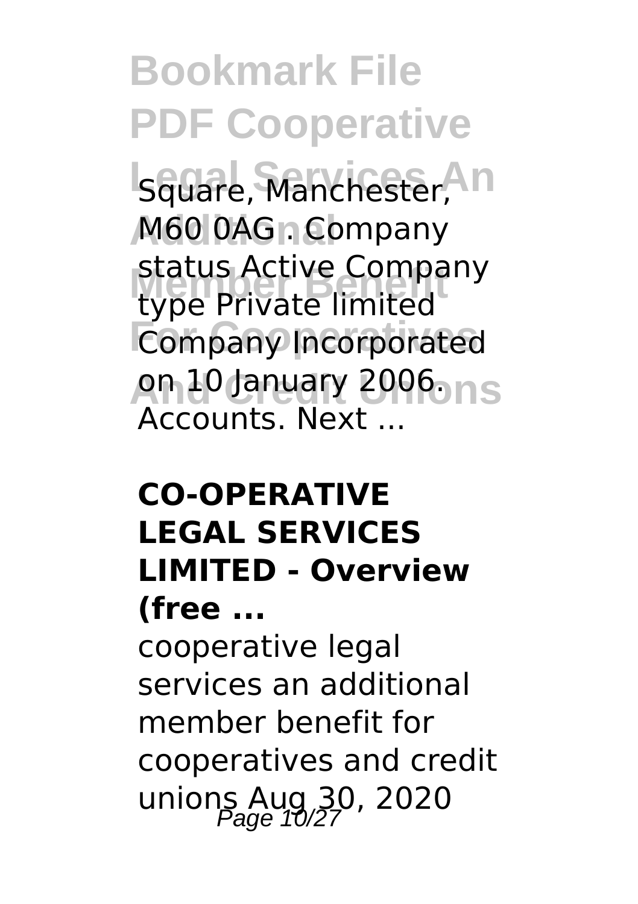Square, Manchester, M60 0AG . Company status Active Company type Private limited Company Incorporated on 10 January 2006. Accounts. Next ...

**CO-OPERATIVE LEGAL SERVICES LIMITED - Overview (free ...**

cooperative legal services an additional member benefit for cooperatives and credit unions Aug 30, 2020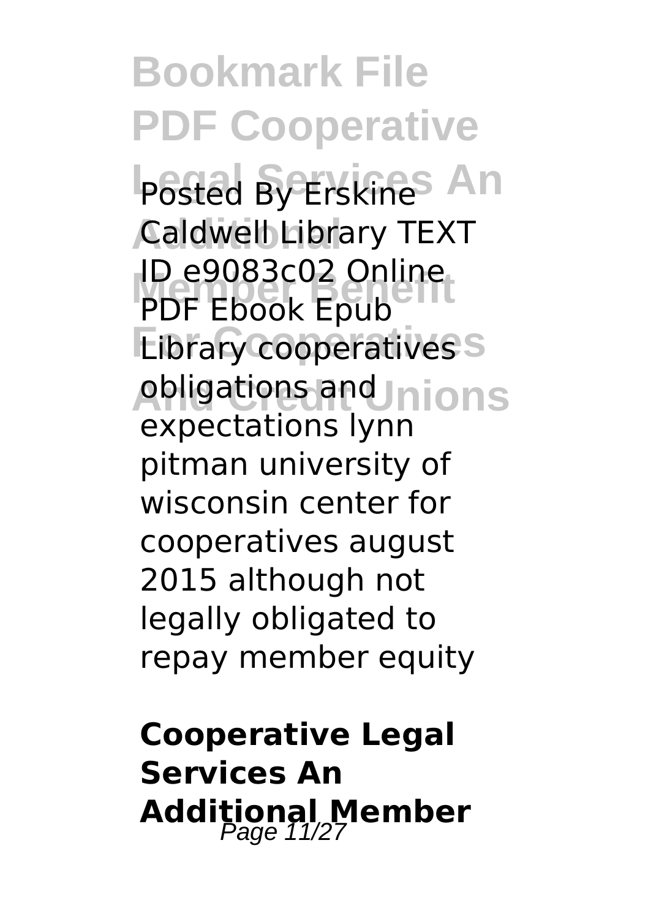Posted By Erskine Caldwell Library TEXT ID e9083c02 Online PDF Ebook Epub Library cooperatives obligations and expectations lynn pitman university of wisconsin center for cooperatives august 2015 although not legally obligated to repay member equity

**Cooperative Legal Services An Additional Member**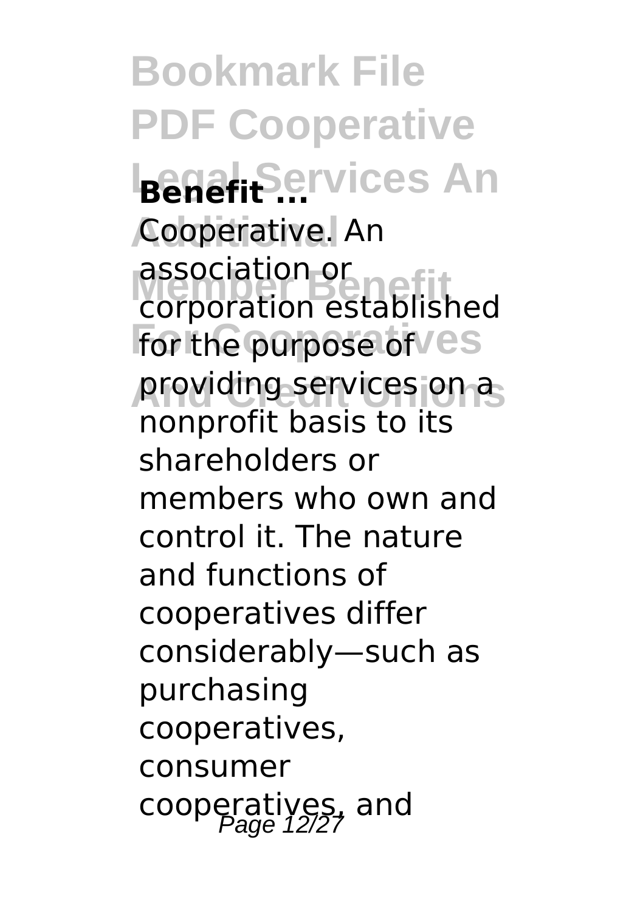**Benefit ...**

Cooperative. An association or corporation established for the purpose of providing services on a nonprofit basis to its shareholders or members who own and control it. The nature and functions of cooperatives differ considerably—such as purchasing cooperatives, consumer cooperatives, and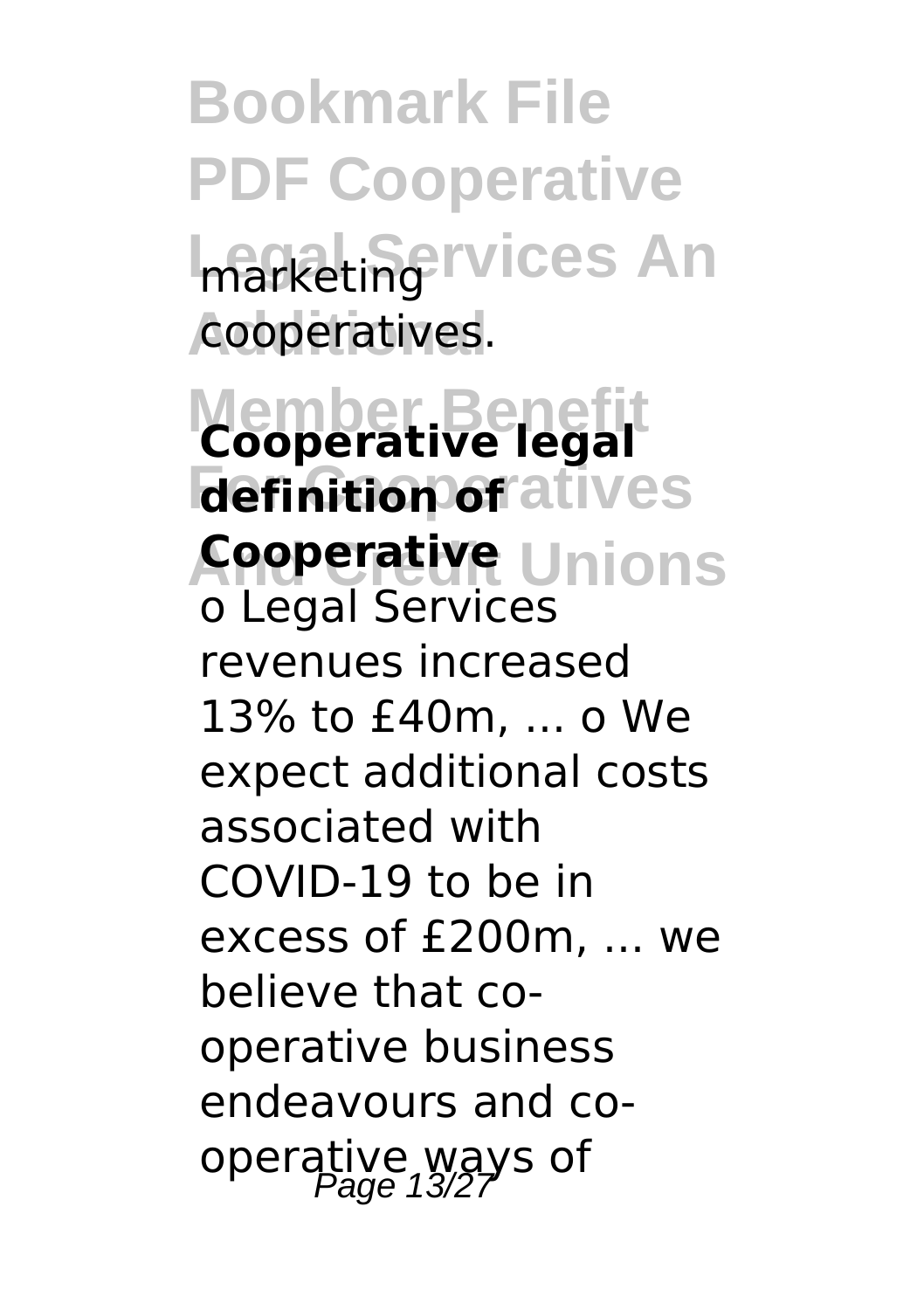marketing cooperatives.

**Cooperative legal definition of Cooperative**

o Legal Services revenues increased 13% to £40m, ... o We expect additional costs associated with COVID-19 to be in excess of £200m, ... we believe that co-operative business endeavours and co-operative ways of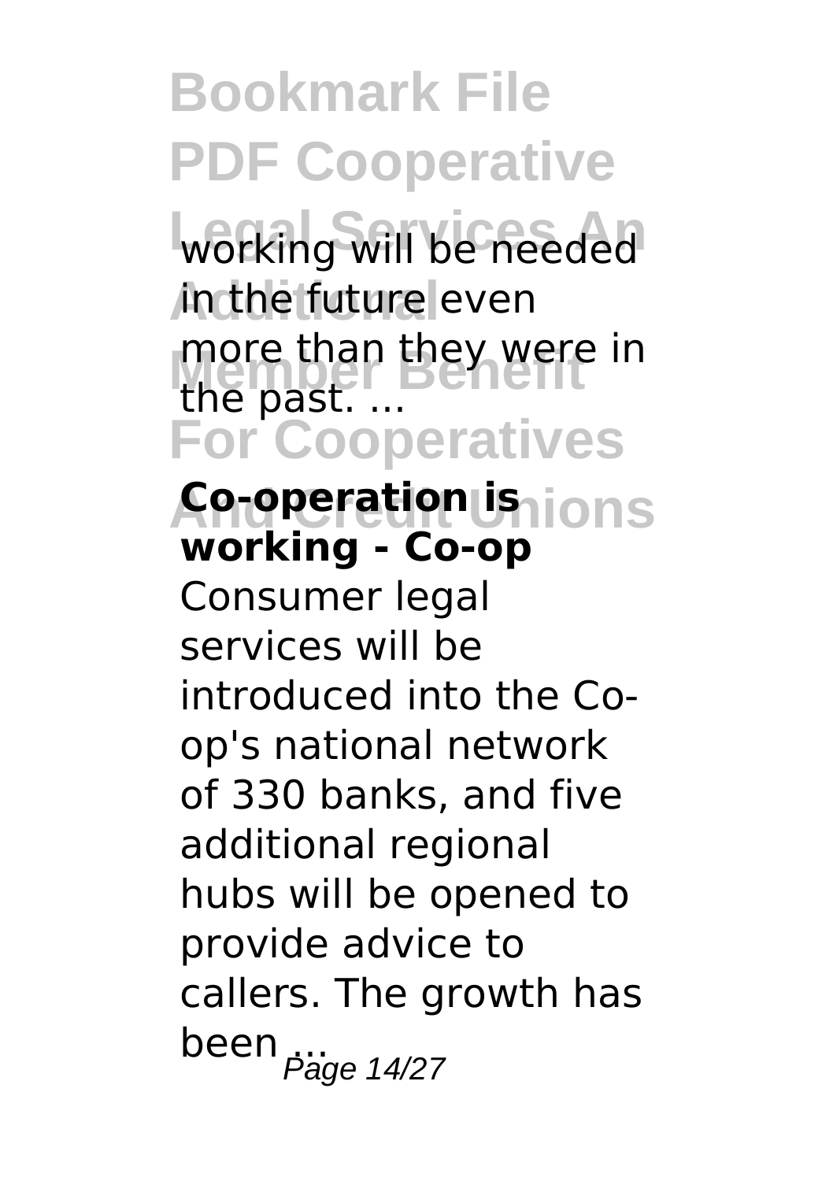working will be needed in the future even more than they were in the past. ...

**Co-operation is working - Co-op**

Consumer legal services will be introduced into the Co-op's national network of 330 banks, and five additional regional hubs will be opened to provide advice to callers. The growth has been ...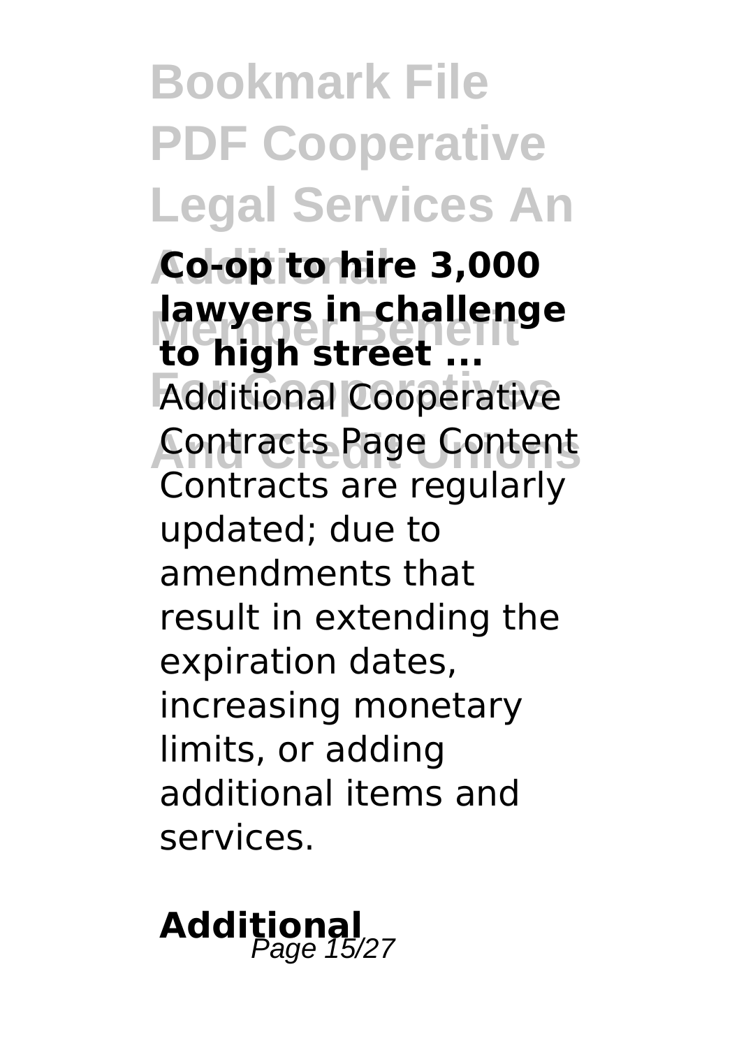**Co-op to hire 3,000 lawyers in challenge to high street ...**

Additional Cooperative Contracts Page Content Contracts are regularly updated; due to amendments that result in extending the expiration dates, increasing monetary limits, or adding additional items and services.

**Additional**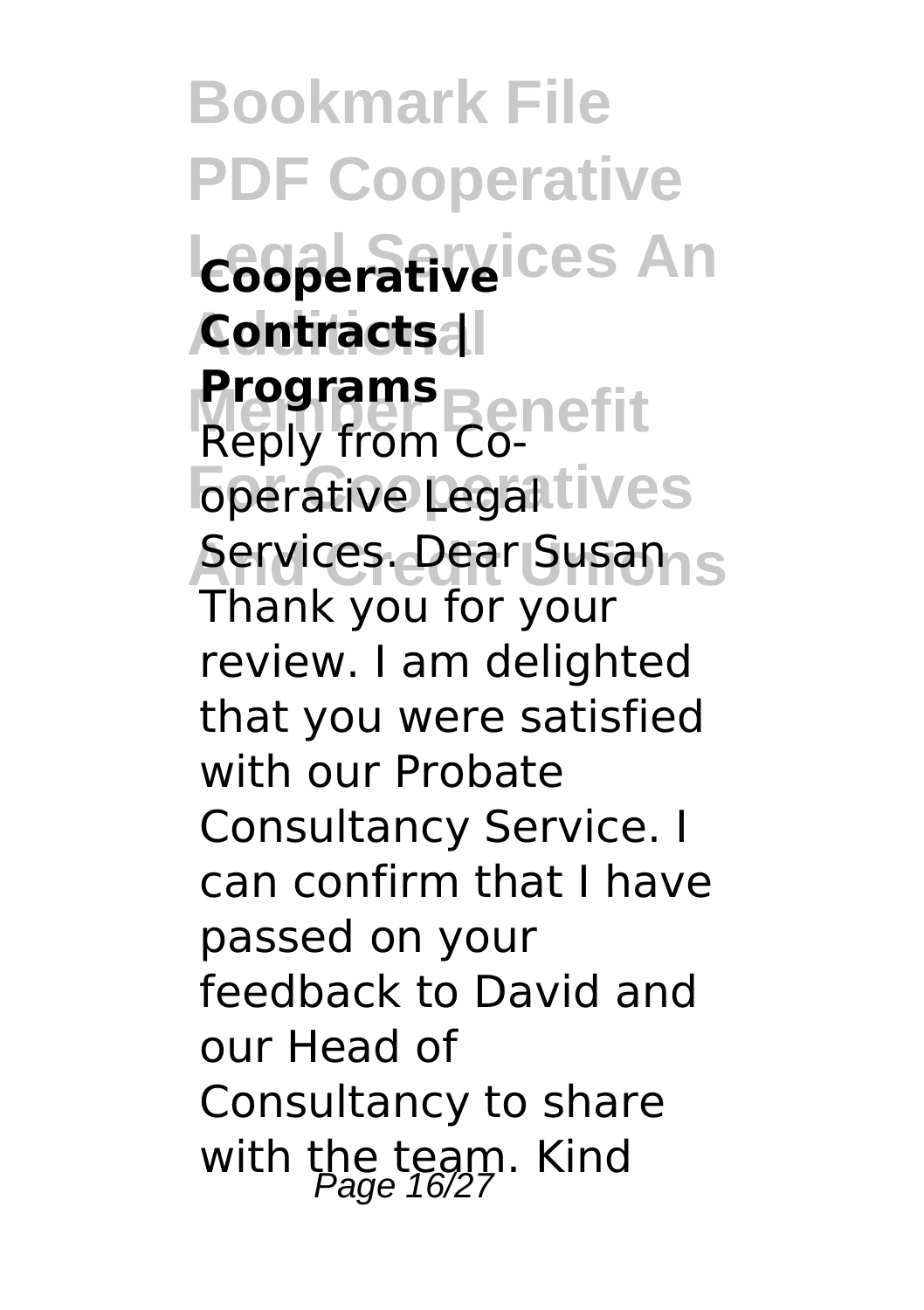**Cooperative Contracts | Programs**

Reply from Co-operative Legal Services. Dear Susan Thank you for your review. I am delighted that you were satisfied with our Probate Consultancy Service. I can confirm that I have passed on your feedback to David and our Head of Consultancy to share with the team. Kind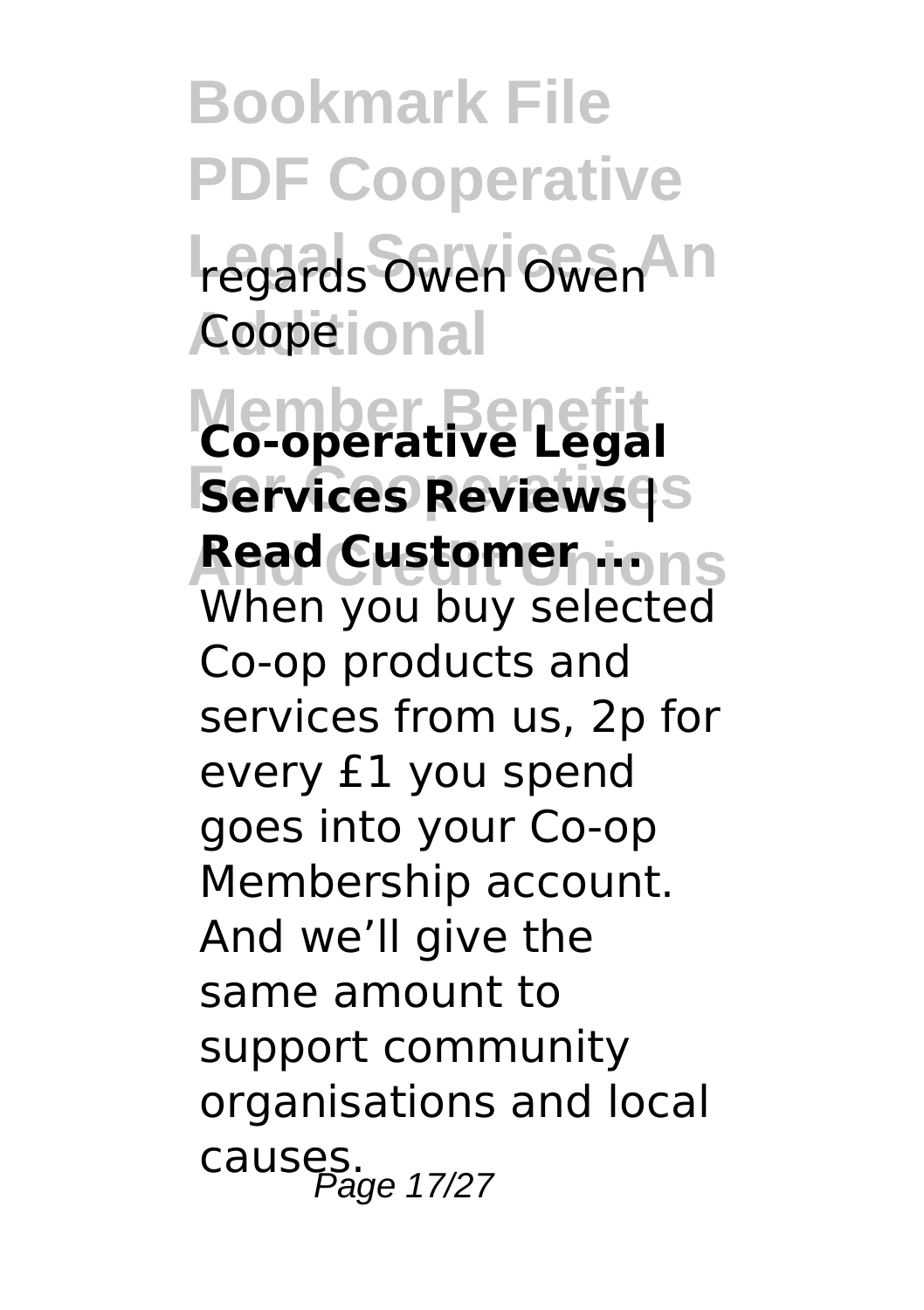regards Owen Owen Coope

**Co-operative Legal Services Reviews | Read Customer ...**

When you buy selected Co-op products and services from us, 2p for every £1 you spend goes into your Co-op Membership account. And we'll give the same amount to support community organisations and local causes.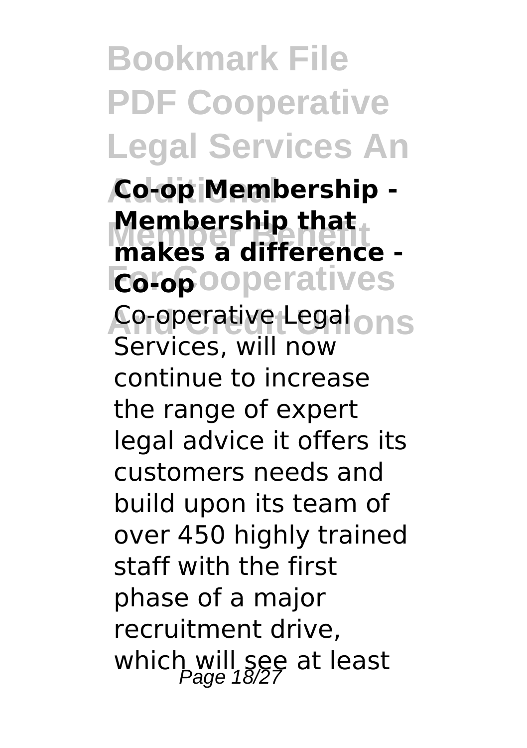**Co-op Membership - Membership that makes a difference - Co-op**

Co-operative Legal Services, will now continue to increase the range of expert legal advice it offers its customers needs and build upon its team of over 450 highly trained staff with the first phase of a major recruitment drive, which will see at least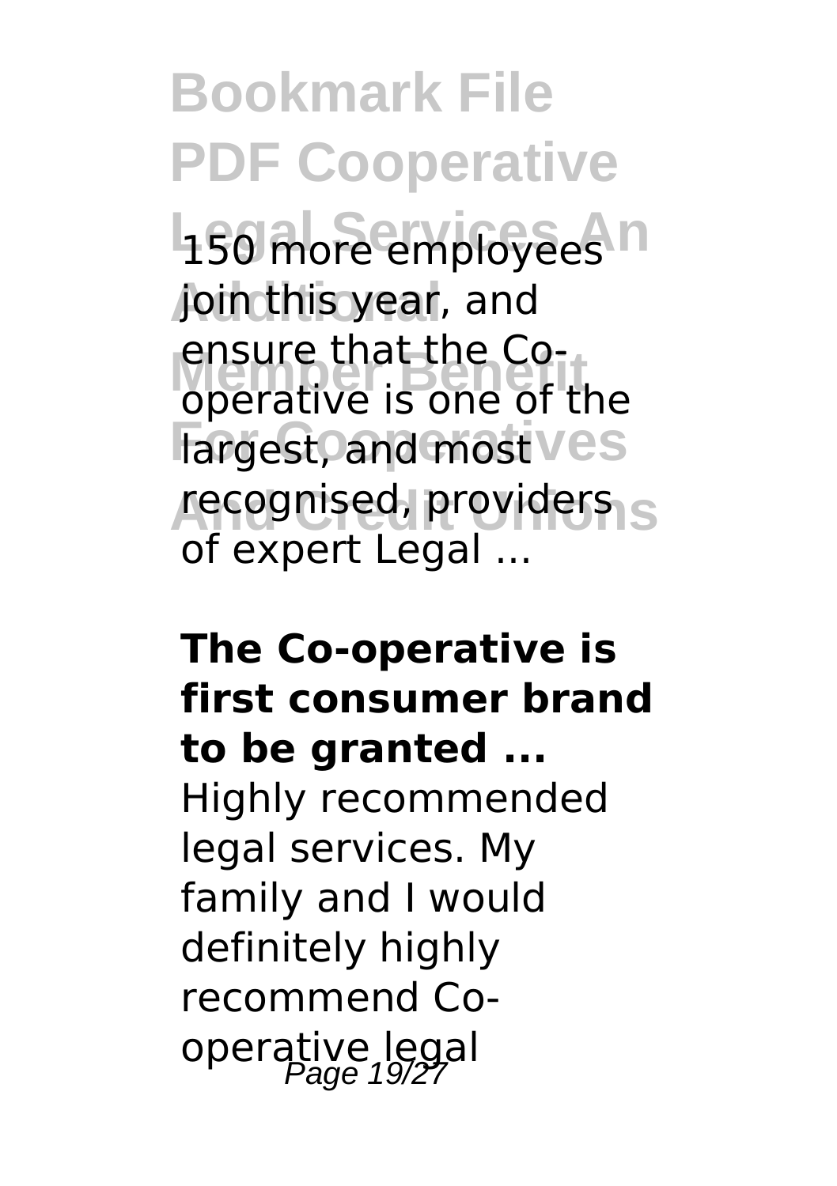150 more employees join this year, and ensure that the Co-operative is one of the largest, and most recognised, providers of expert Legal ...

**The Co-operative is first consumer brand to be granted ...**

Highly recommended legal services. My family and I would definitely highly recommend Co-operative legal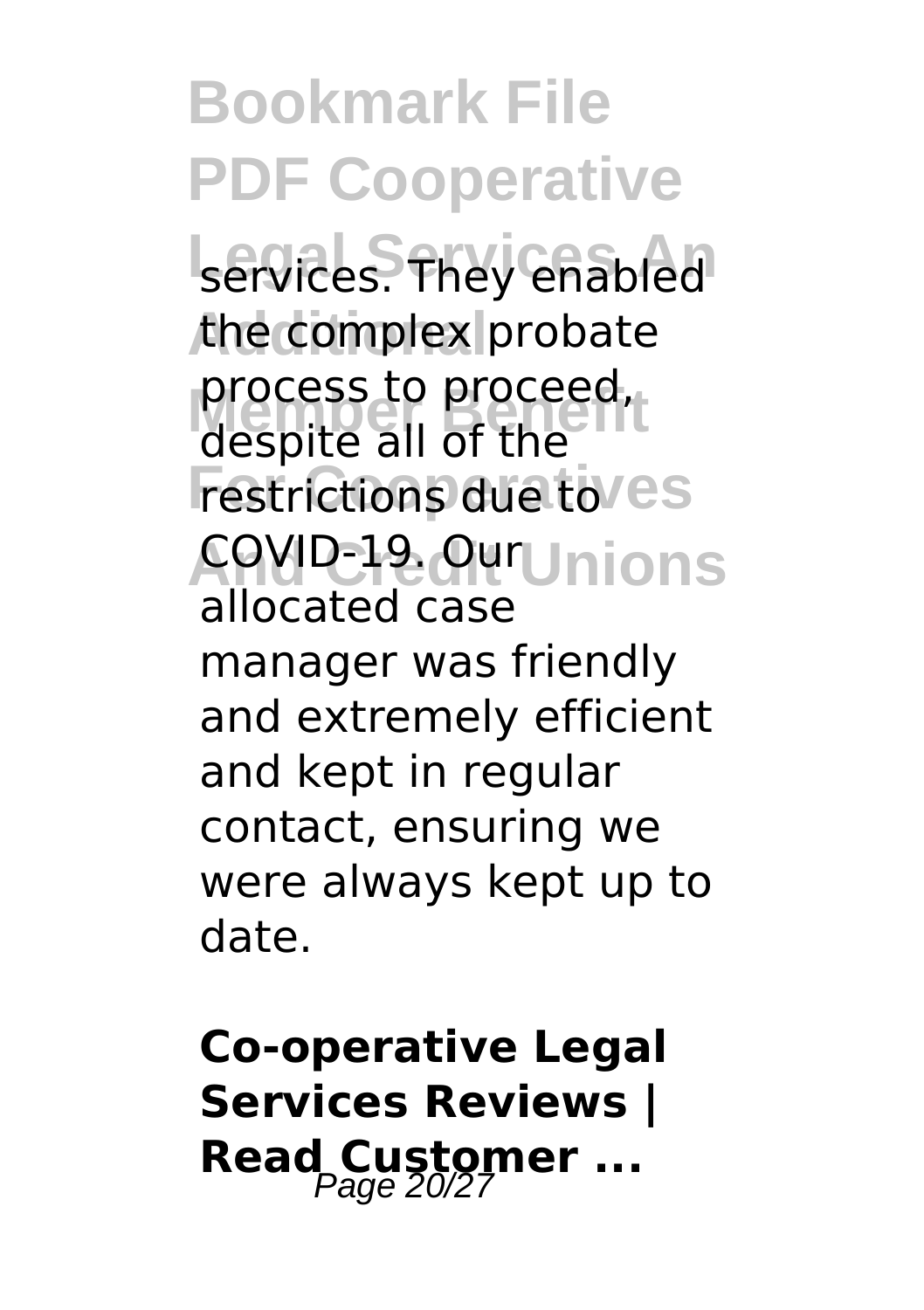services. They enabled the complex probate process to proceed, despite all of the restrictions due to COVID-19. Our allocated case manager was friendly and extremely efficient and kept in regular contact, ensuring we were always kept up to date.

**Co-operative Legal Services Reviews | Read Customer ...**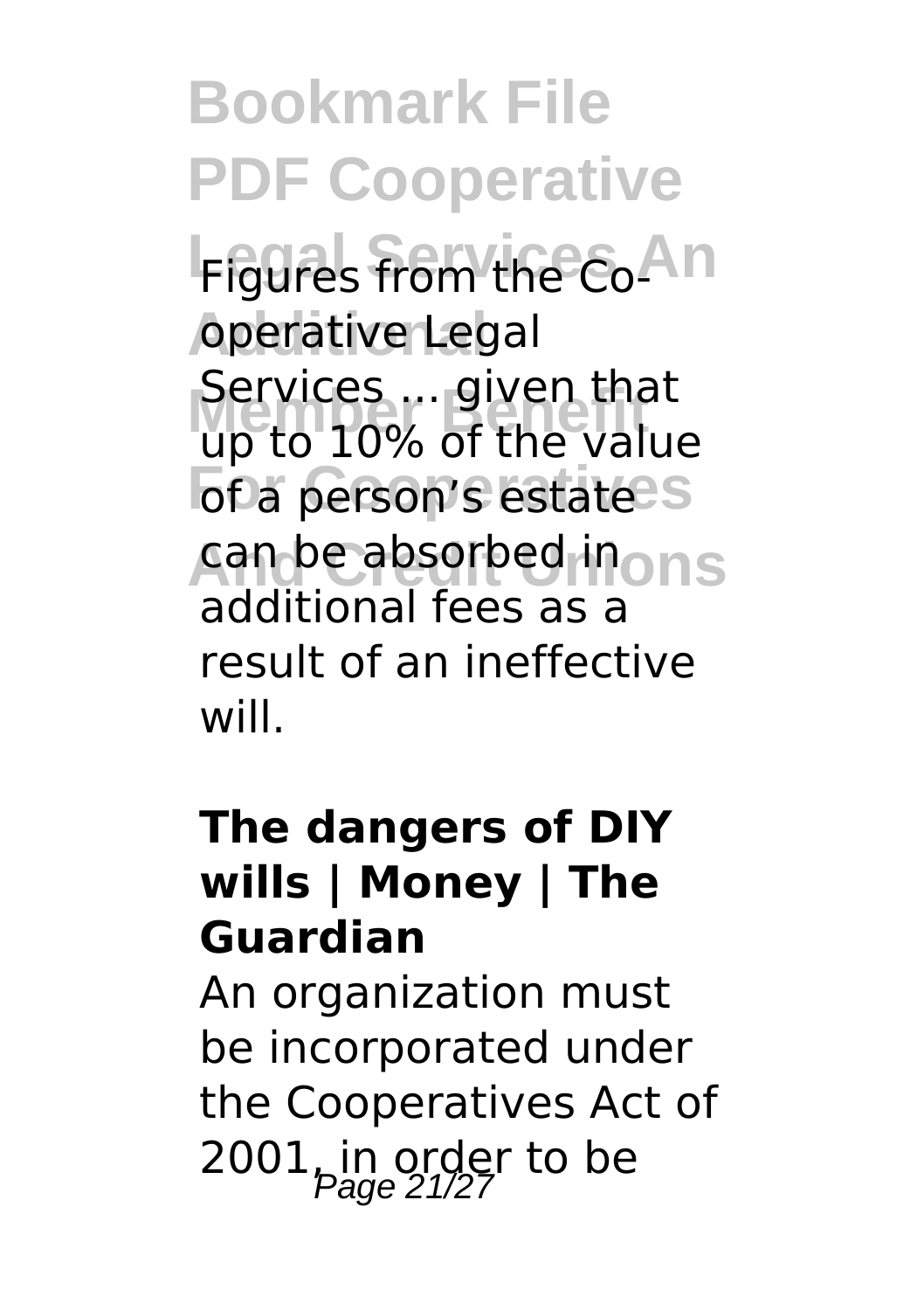Figures from the Co-operative Legal Services ... given that up to 10% of the value of a person's estate can be absorbed in additional fees as a result of an ineffective will.

**The dangers of DIY wills | Money | The Guardian**

An organization must be incorporated under the Cooperatives Act of 2001, in order to be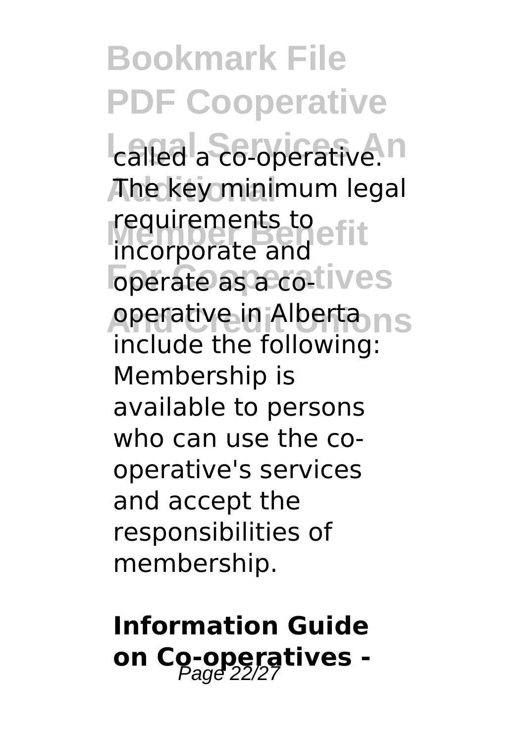called a co-operative. The key minimum legal requirements to incorporate and operate as a co-operative in Alberta include the following: Membership is available to persons who can use the co-operative's services and accept the responsibilities of membership.

## Information Guide on Co-operatives -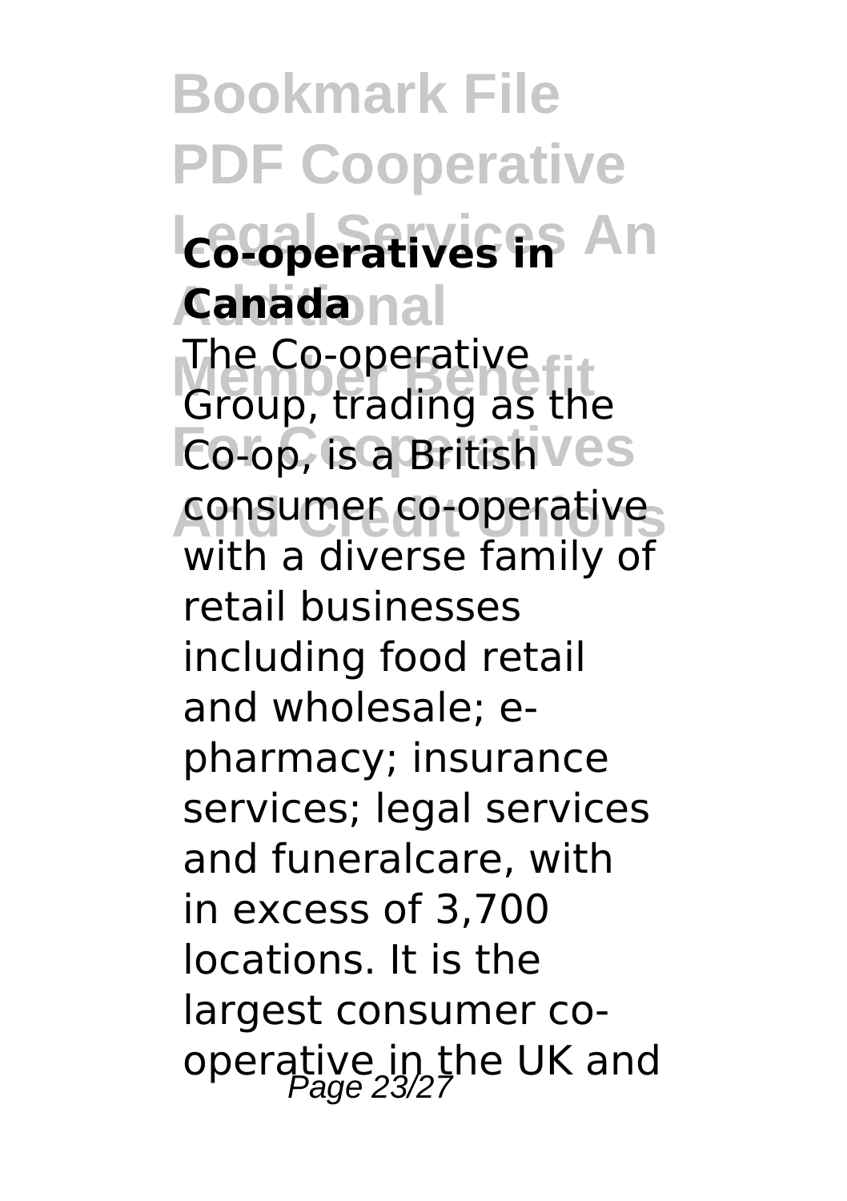**Co-operatives in Canada**

The Co-operative Group, trading as the Co-op, is a British consumer co-operative with a diverse family of retail businesses including food retail and wholesale; e-pharmacy; insurance services; legal services and funeralcare, with in excess of 3,700 locations. It is the largest consumer co-operative in the UK and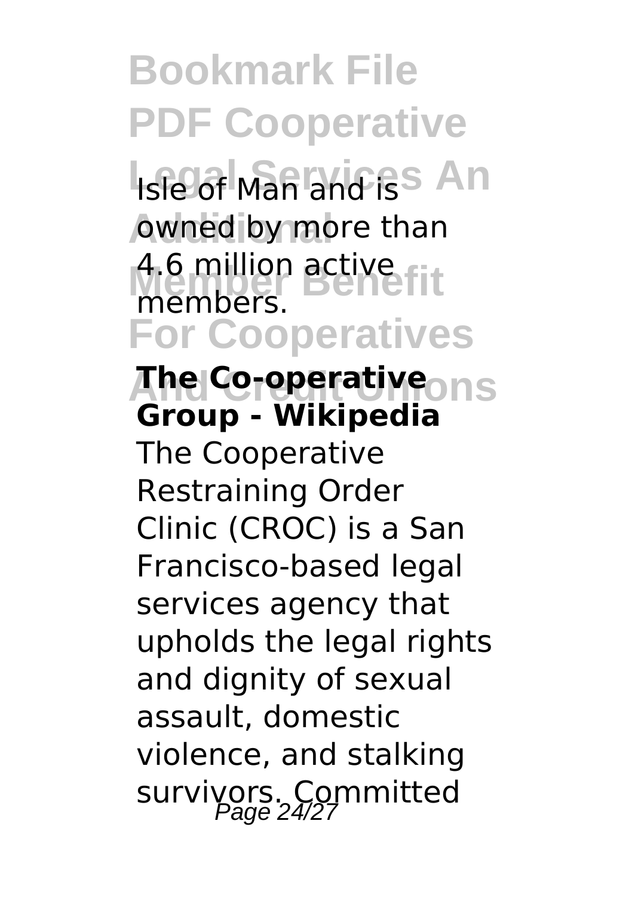Isle of Man and is owned by more than 4.6 million active members.

**The Co-operative Group - Wikipedia**

The Cooperative Restraining Order Clinic (CROC) is a San Francisco-based legal services agency that upholds the legal rights and dignity of sexual assault, domestic violence, and stalking survivors. Committed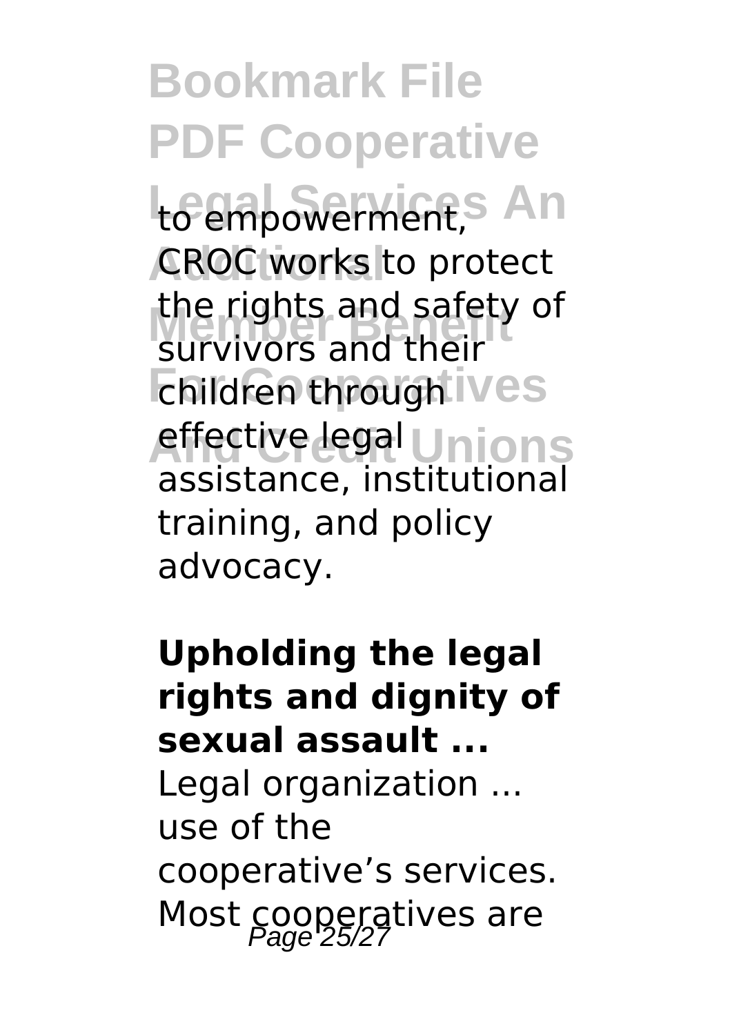to empowerment, CROC works to protect the rights and safety of survivors and their children through effective legal assistance, institutional training, and policy advocacy.

**Upholding the legal rights and dignity of sexual assault ...**

Legal organization ... use of the cooperative's services. Most cooperatives are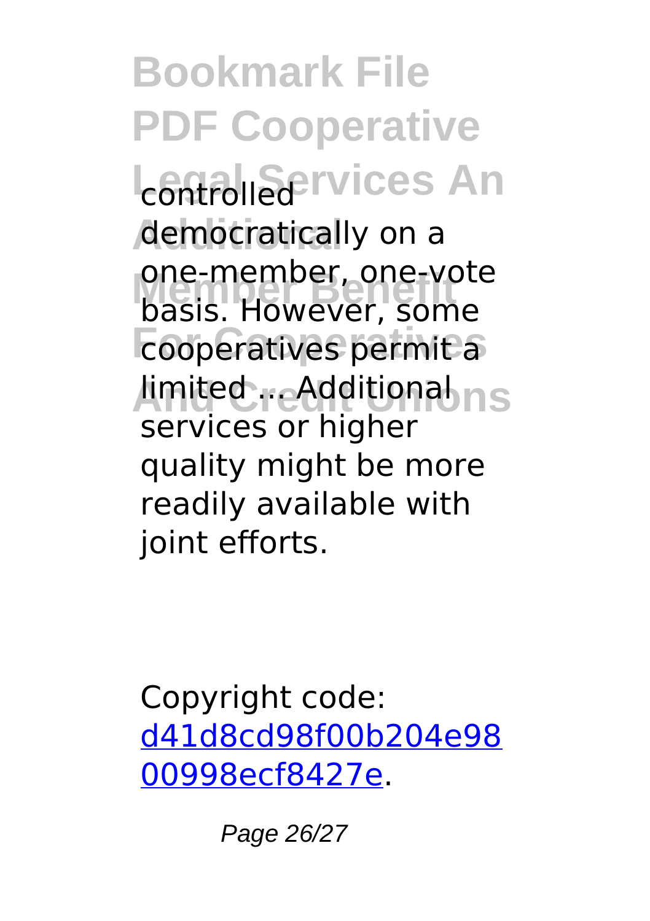controlled democratically on a one-member, one-vote basis. However, some cooperatives permit a limited ... Additional services or higher quality might be more readily available with joint efforts.

Copyright code: [d41d8cd98f00b204e9800998ecf8427e](d41d8cd98f00b204e9800998ecf8427e).